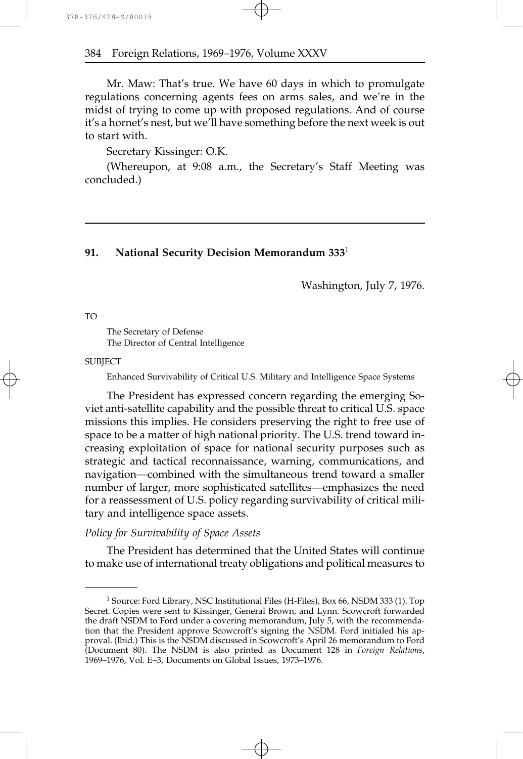Mr. Maw: That's true. We have 60 days in which to promulgate regulations concerning agents fees on arms sales, and we're in the midst of trying to come up with proposed regulations. And of course it's a hornet's nest, but we'll have something before the next week is out to start with.

Secretary Kissinger: O.K.

(Whereupon, at 9:08 a.m., the Secretary's Staff Meeting was concluded.)

---

## 91. National Security Decision Memorandum 333[1]

Washington, July 7, 1976.

TO

The Secretary of Defense
The Director of Central Intelligence

SUBJECT

Enhanced Survivability of Critical U.S. Military and Intelligence Space Systems

The President has expressed concern regarding the emerging Soviet anti-satellite capability and the possible threat to critical U.S. space missions this implies. He considers preserving the right to free use of space to be a matter of high national priority. The U.S. trend toward increasing exploitation of space for national security purposes such as strategic and tactical reconnaissance, warning, communications, and navigation—combined with the simultaneous trend toward a smaller number of larger, more sophisticated satellites—emphasizes the need for a reassessment of U.S. policy regarding survivability of critical military and intelligence space assets.

*Policy for Survivability of Space Assets*

The President has determined that the United States will continue to make use of international treaty obligations and political measures to

---

[1] Source: Ford Library, NSC Institutional Files (H-Files), Box 66, NSDM 333 (1). Top Secret. Copies were sent to Kissinger, General Brown, and Lynn. Scowcroft forwarded the draft NSDM to Ford under a covering memorandum, July 5, with the recommendation that the President approve Scowcroft's signing the NSDM. Ford initialed his approval. (Ibid.) This is the NSDM discussed in Scowcroft's April 26 memorandum to Ford (Document 80). The NSDM is also printed as Document 128 in *Foreign Relations*, 1969–1976, Vol. E–3, Documents on Global Issues, 1973–1976.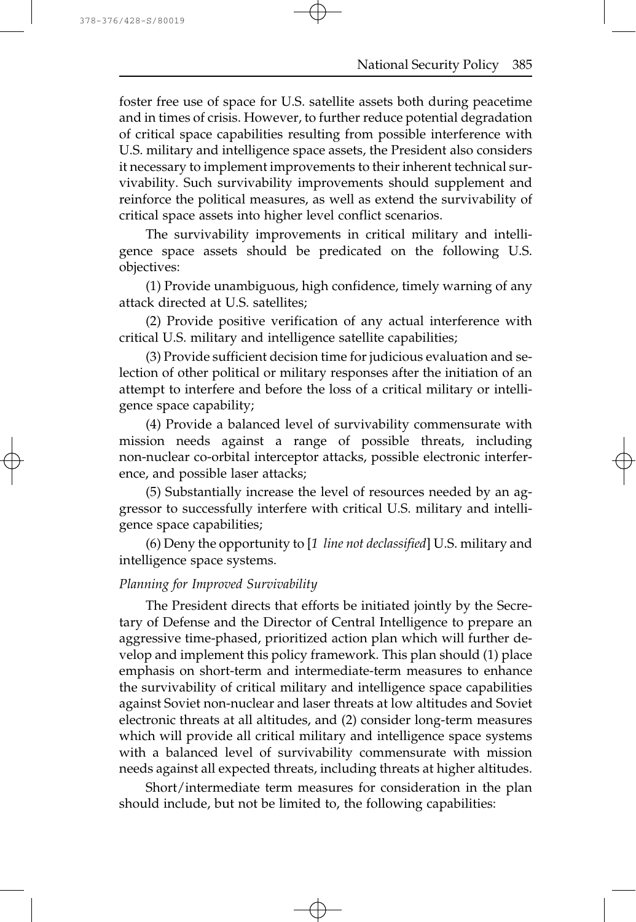foster free use of space for U.S. satellite assets both during peacetime and in times of crisis. However, to further reduce potential degradation of critical space capabilities resulting from possible interference with U.S. military and intelligence space assets, the President also considers it necessary to implement improvements to their inherent technical survivability. Such survivability improvements should supplement and reinforce the political measures, as well as extend the survivability of critical space assets into higher level conflict scenarios.

The survivability improvements in critical military and intelligence space assets should be predicated on the following U.S. objectives:

(1) Provide unambiguous, high confidence, timely warning of any attack directed at U.S. satellites;

(2) Provide positive verification of any actual interference with critical U.S. military and intelligence satellite capabilities;

(3) Provide sufficient decision time for judicious evaluation and selection of other political or military responses after the initiation of an attempt to interfere and before the loss of a critical military or intelligence space capability;

(4) Provide a balanced level of survivability commensurate with mission needs against a range of possible threats, including non-nuclear co-orbital interceptor attacks, possible electronic interference, and possible laser attacks;

(5) Substantially increase the level of resources needed by an aggressor to successfully interfere with critical U.S. military and intelligence space capabilities;

(6) Deny the opportunity to [*1 line not declassified*] U.S. military and intelligence space systems.

*Planning for Improved Survivability*

The President directs that efforts be initiated jointly by the Secretary of Defense and the Director of Central Intelligence to prepare an aggressive time-phased, prioritized action plan which will further develop and implement this policy framework. This plan should (1) place emphasis on short-term and intermediate-term measures to enhance the survivability of critical military and intelligence space capabilities against Soviet non-nuclear and laser threats at low altitudes and Soviet electronic threats at all altitudes, and (2) consider long-term measures which will provide all critical military and intelligence space systems with a balanced level of survivability commensurate with mission needs against all expected threats, including threats at higher altitudes.

Short/intermediate term measures for consideration in the plan should include, but not be limited to, the following capabilities: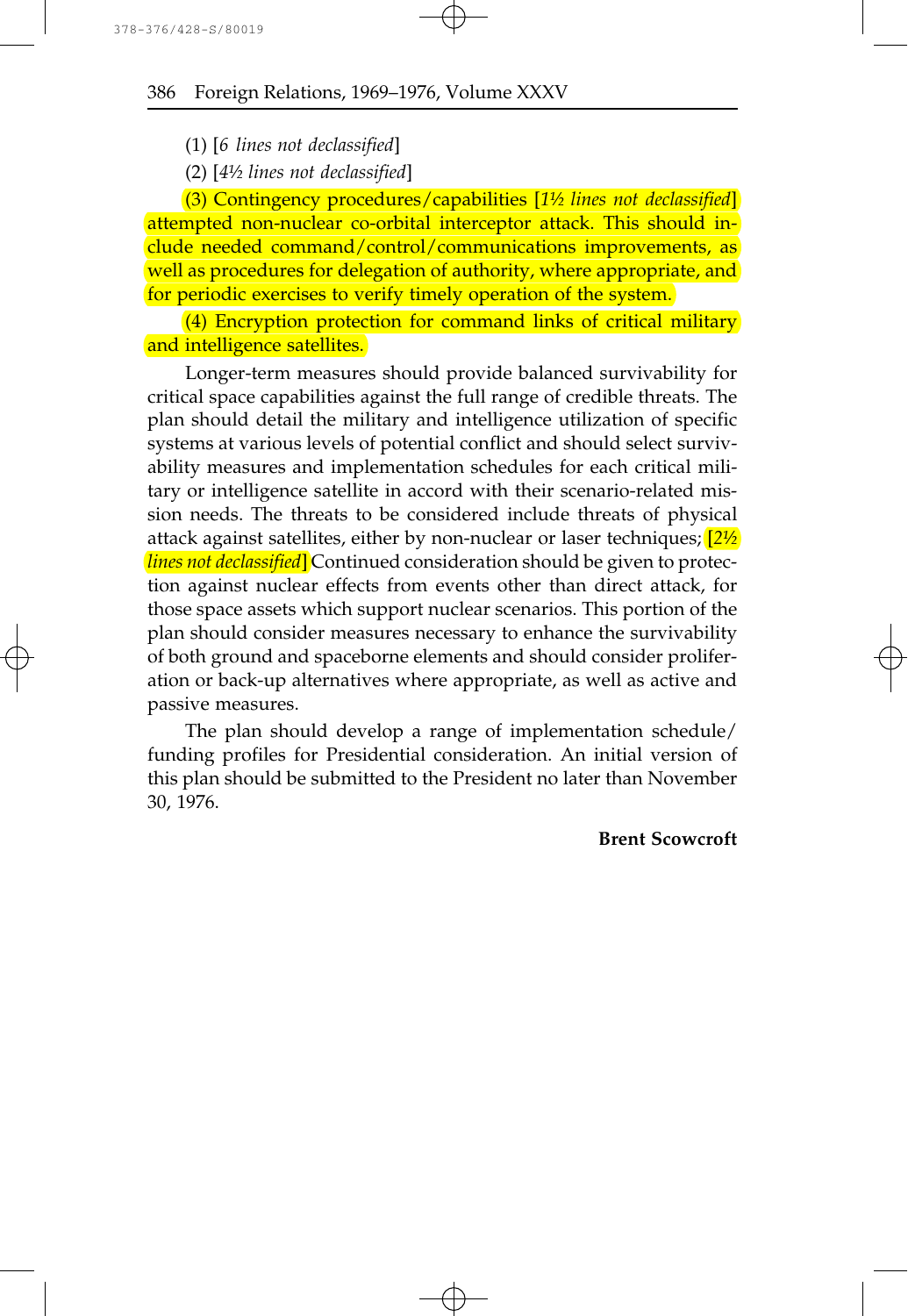(1) [*6 lines not declassified*]

(2) [*4½ lines not declassified*]

(3) Contingency procedures/capabilities [*1½ lines not declassified*] attempted non-nuclear co-orbital interceptor attack. This should include needed command/control/communications improvements, as well as procedures for delegation of authority, where appropriate, and for periodic exercises to verify timely operation of the system.

(4) Encryption protection for command links of critical military and intelligence satellites.

Longer-term measures should provide balanced survivability for critical space capabilities against the full range of credible threats. The plan should detail the military and intelligence utilization of specific systems at various levels of potential conflict and should select survivability measures and implementation schedules for each critical military or intelligence satellite in accord with their scenario-related mission needs. The threats to be considered include threats of physical attack against satellites, either by non-nuclear or laser techniques; [*2½ lines not declassified*] Continued consideration should be given to protection against nuclear effects from events other than direct attack, for those space assets which support nuclear scenarios. This portion of the plan should consider measures necessary to enhance the survivability of both ground and spaceborne elements and should consider proliferation or back-up alternatives where appropriate, as well as active and passive measures.

The plan should develop a range of implementation schedule/funding profiles for Presidential consideration. An initial version of this plan should be submitted to the President no later than November 30, 1976.

**Brent Scowcroft**